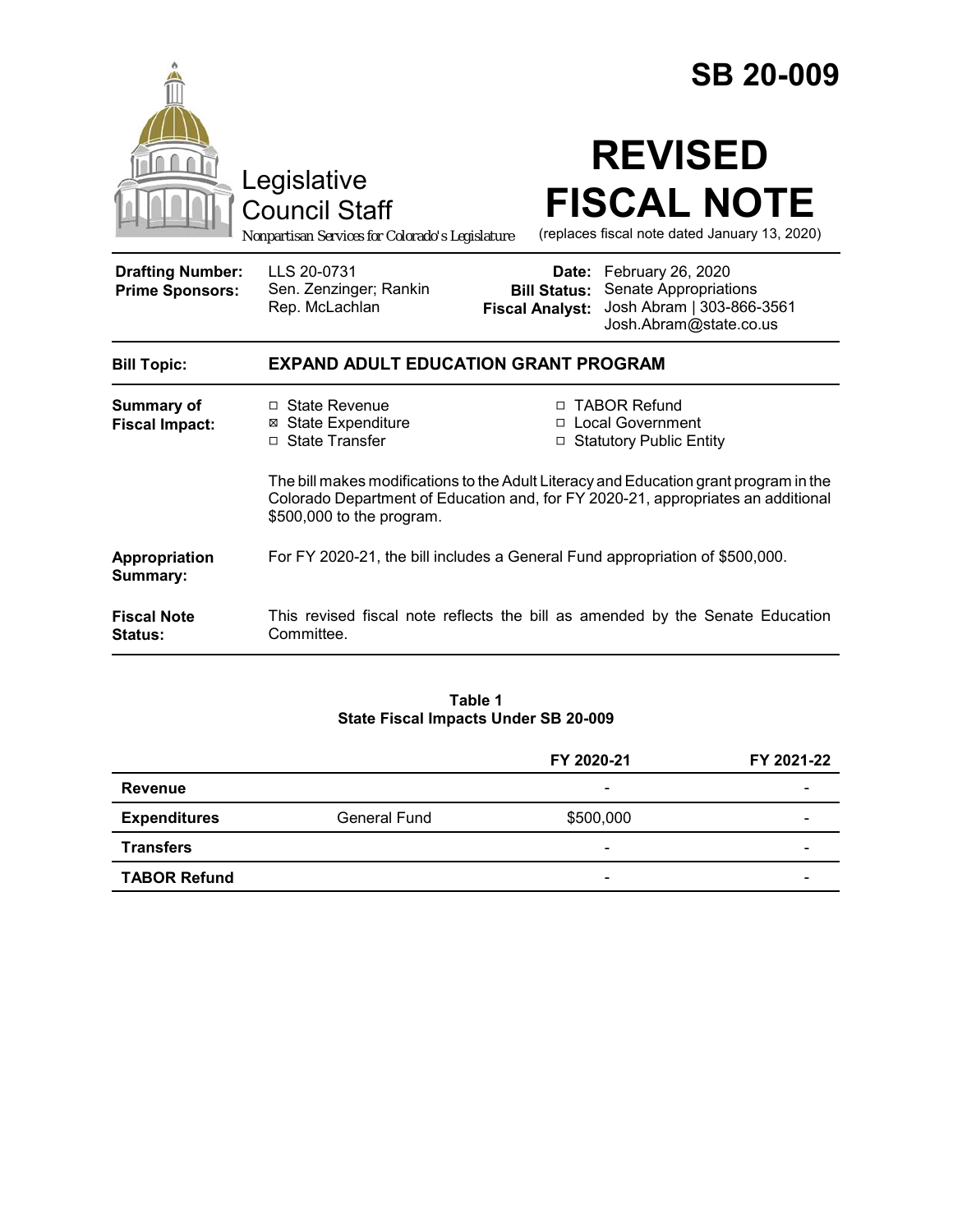# SB 20-009

Legislative Council Staff

*Nonpartisan Services for Colorado's Legislature*

# REVISED FISCAL NOTE

(replaces fiscal note dated January 13, 2020)

| | | | |
|---|---|---|---|
| **Drafting Number:** | LLS 20-0731 | **Date:** | February 26, 2020 |
| **Prime Sponsors:** | Sen. Zenzinger; Rankin<br>Rep. McLachlan | **Bill Status:** | Senate Appropriations |
| | | **Fiscal Analyst:** | Josh Abram \| 303-866-3561<br>Josh.Abram@state.co.us |

**Bill Topic:** **EXPAND ADULT EDUCATION GRANT PROGRAM**

**Summary of Fiscal Impact:**

- ☐ State Revenue
- ☒ State Expenditure
- ☐ State Transfer
- ☐ TABOR Refund
- ☐ Local Government
- ☐ Statutory Public Entity

The bill makes modifications to the Adult Literacy and Education grant program in the Colorado Department of Education and, for FY 2020-21, appropriates an additional $500,000 to the program.

**Appropriation Summary:** For FY 2020-21, the bill includes a General Fund appropriation of $500,000.

**Fiscal Note Status:** This revised fiscal note reflects the bill as amended by the Senate Education Committee.

**Table 1**
**State Fiscal Impacts Under SB 20-009**

| | | FY 2020-21 | FY 2021-22 |
|---|---|---|---|
| **Revenue** | | - | - |
| **Expenditures** | General Fund | $500,000 | - |
| **Transfers** | | - | - |
| **TABOR Refund** | | - | - |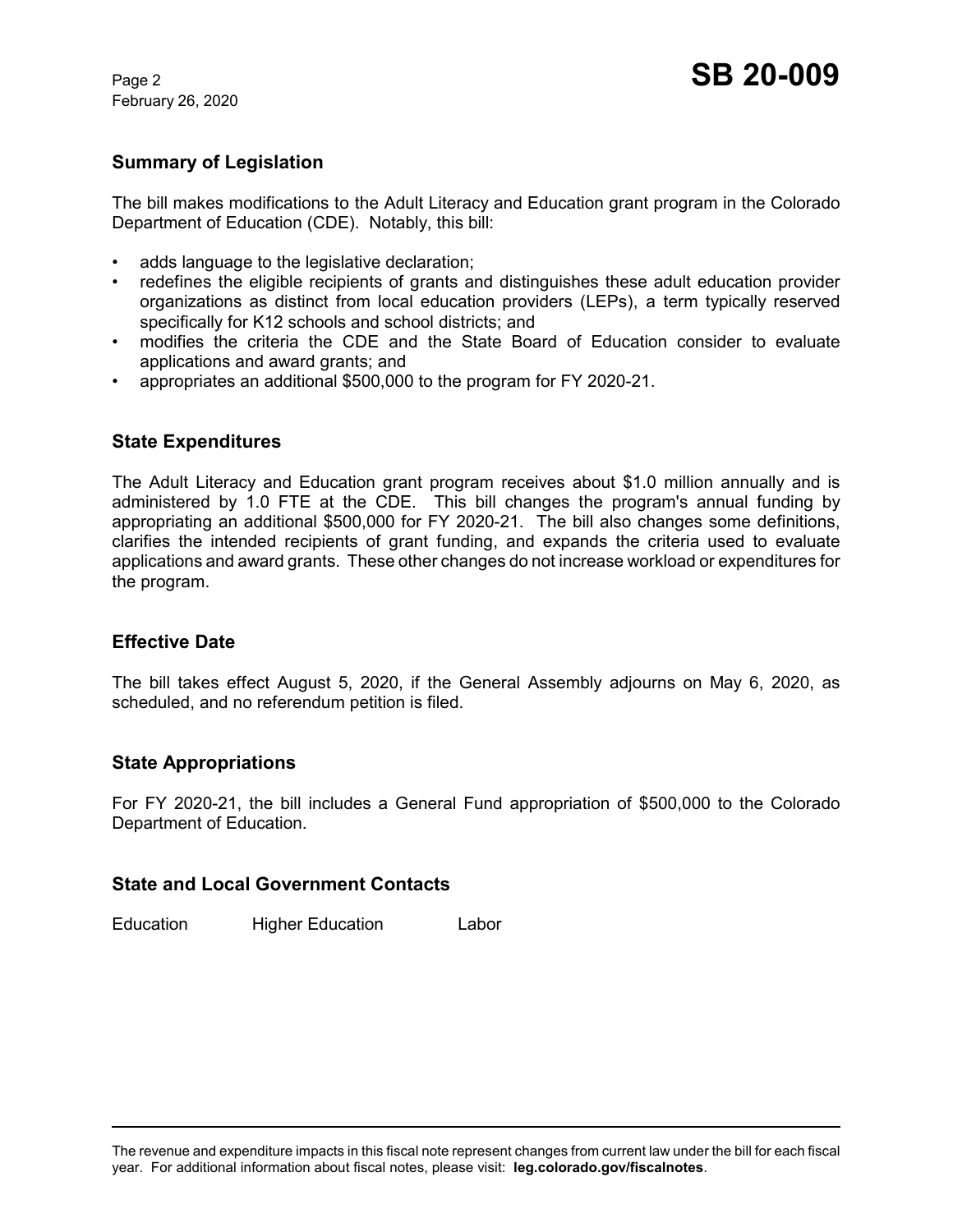## Summary of Legislation

The bill makes modifications to the Adult Literacy and Education grant program in the Colorado Department of Education (CDE). Notably, this bill:

- adds language to the legislative declaration;
- redefines the eligible recipients of grants and distinguishes these adult education provider organizations as distinct from local education providers (LEPs), a term typically reserved specifically for K12 schools and school districts; and
- modifies the criteria the CDE and the State Board of Education consider to evaluate applications and award grants; and
- appropriates an additional $500,000 to the program for FY 2020-21.

## State Expenditures

The Adult Literacy and Education grant program receives about $1.0 million annually and is administered by 1.0 FTE at the CDE. This bill changes the program's annual funding by appropriating an additional $500,000 for FY 2020-21. The bill also changes some definitions, clarifies the intended recipients of grant funding, and expands the criteria used to evaluate applications and award grants. These other changes do not increase workload or expenditures for the program.

## Effective Date

The bill takes effect August 5, 2020, if the General Assembly adjourns on May 6, 2020, as scheduled, and no referendum petition is filed.

## State Appropriations

For FY 2020-21, the bill includes a General Fund appropriation of $500,000 to the Colorado Department of Education.

## State and Local Government Contacts

Education    Higher Education    Labor

The revenue and expenditure impacts in this fiscal note represent changes from current law under the bill for each fiscal year. For additional information about fiscal notes, please visit: **leg.colorado.gov/fiscalnotes**.